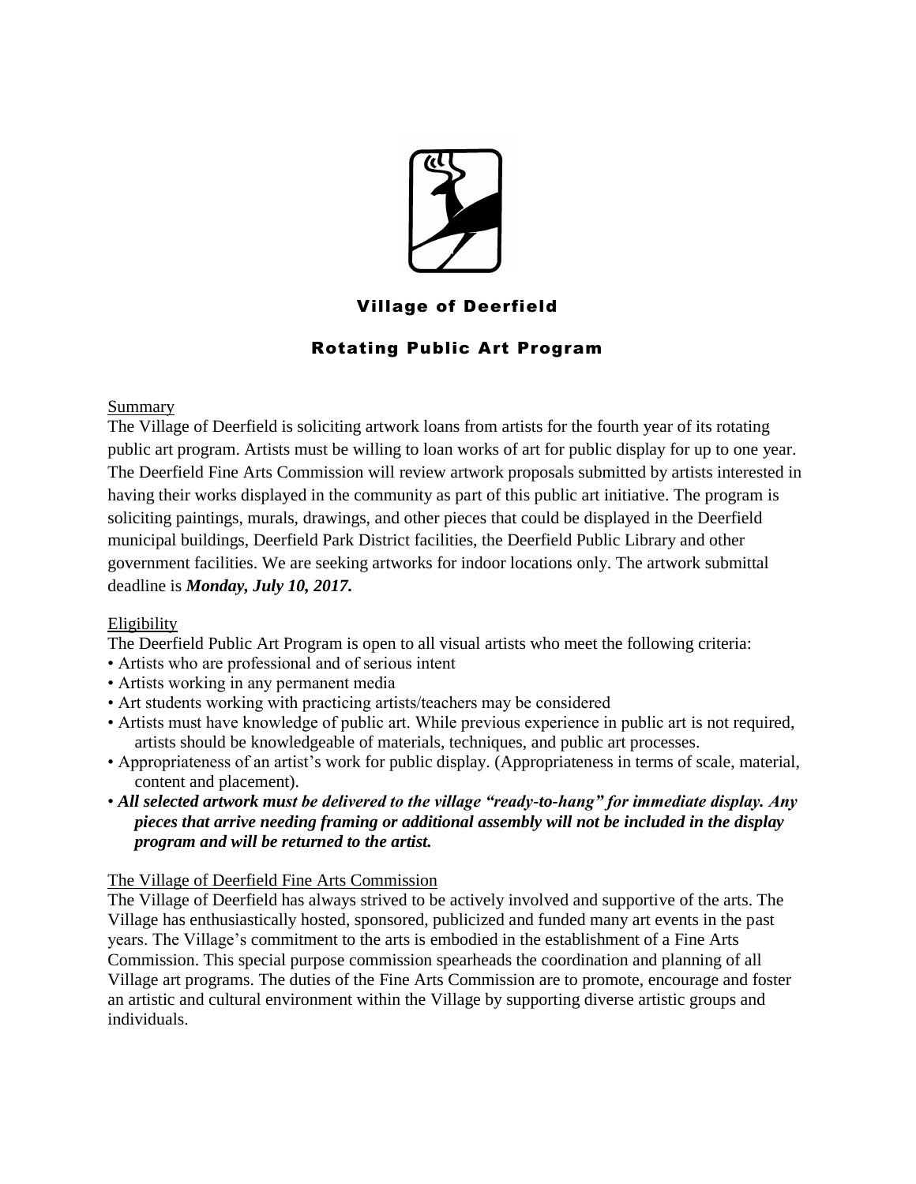# Village of Deerfield

## Rotating Public Art Program

### Summary

The Village of Deerfield is soliciting artwork loans from artists for the fourth year of its rotating public art program. Artists must be willing to loan works of art for public display for up to one year. The Deerfield Fine Arts Commission will review artwork proposals submitted by artists interested in having their works displayed in the community as part of this public art initiative. The program is soliciting paintings, murals, drawings, and other pieces that could be displayed in the Deerfield municipal buildings, Deerfield Park District facilities, the Deerfield Public Library and other government facilities. We are seeking artworks for indoor locations only. The artwork submittal deadline is ***Monday, July 10, 2017.***

### Eligibility

The Deerfield Public Art Program is open to all visual artists who meet the following criteria:

- Artists who are professional and of serious intent
- Artists working in any permanent media
- Art students working with practicing artists/teachers may be considered
- Artists must have knowledge of public art. While previous experience in public art is not required, artists should be knowledgeable of materials, techniques, and public art processes.
- Appropriateness of an artist's work for public display. (Appropriateness in terms of scale, material, content and placement).
- ***All selected artwork must be delivered to the village "ready-to-hang" for immediate display. Any pieces that arrive needing framing or additional assembly will not be included in the display program and will be returned to the artist.***

### The Village of Deerfield Fine Arts Commission

The Village of Deerfield has always strived to be actively involved and supportive of the arts. The Village has enthusiastically hosted, sponsored, publicized and funded many art events in the past years. The Village's commitment to the arts is embodied in the establishment of a Fine Arts Commission. This special purpose commission spearheads the coordination and planning of all Village art programs. The duties of the Fine Arts Commission are to promote, encourage and foster an artistic and cultural environment within the Village by supporting diverse artistic groups and individuals.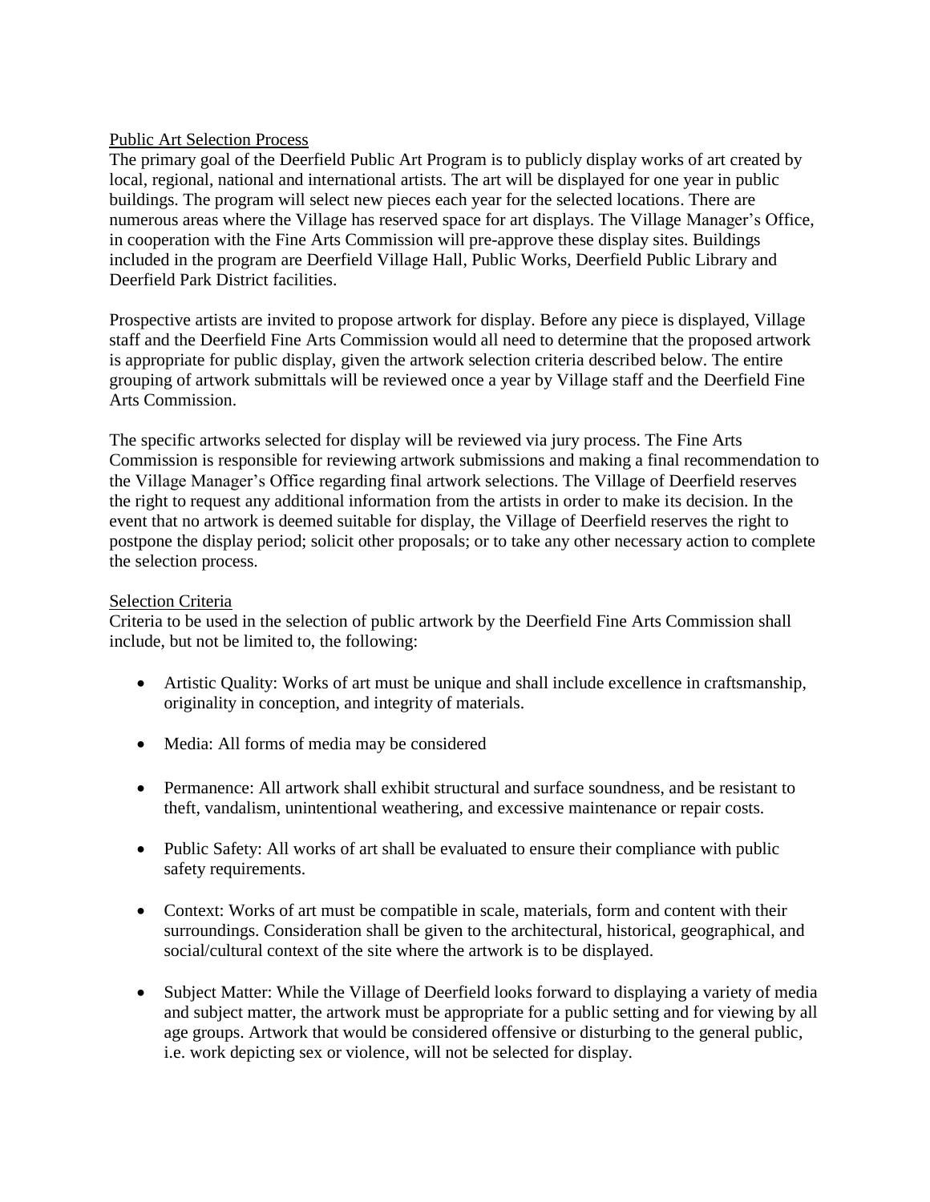## Public Art Selection Process

The primary goal of the Deerfield Public Art Program is to publicly display works of art created by local, regional, national and international artists. The art will be displayed for one year in public buildings. The program will select new pieces each year for the selected locations. There are numerous areas where the Village has reserved space for art displays. The Village Manager's Office, in cooperation with the Fine Arts Commission will pre-approve these display sites. Buildings included in the program are Deerfield Village Hall, Public Works, Deerfield Public Library and Deerfield Park District facilities.

Prospective artists are invited to propose artwork for display. Before any piece is displayed, Village staff and the Deerfield Fine Arts Commission would all need to determine that the proposed artwork is appropriate for public display, given the artwork selection criteria described below. The entire grouping of artwork submittals will be reviewed once a year by Village staff and the Deerfield Fine Arts Commission.

The specific artworks selected for display will be reviewed via jury process. The Fine Arts Commission is responsible for reviewing artwork submissions and making a final recommendation to the Village Manager's Office regarding final artwork selections. The Village of Deerfield reserves the right to request any additional information from the artists in order to make its decision. In the event that no artwork is deemed suitable for display, the Village of Deerfield reserves the right to postpone the display period; solicit other proposals; or to take any other necessary action to complete the selection process.

## Selection Criteria

Criteria to be used in the selection of public artwork by the Deerfield Fine Arts Commission shall include, but not be limited to, the following:

- Artistic Quality: Works of art must be unique and shall include excellence in craftsmanship, originality in conception, and integrity of materials.
- Media: All forms of media may be considered
- Permanence: All artwork shall exhibit structural and surface soundness, and be resistant to theft, vandalism, unintentional weathering, and excessive maintenance or repair costs.
- Public Safety: All works of art shall be evaluated to ensure their compliance with public safety requirements.
- Context: Works of art must be compatible in scale, materials, form and content with their surroundings. Consideration shall be given to the architectural, historical, geographical, and social/cultural context of the site where the artwork is to be displayed.
- Subject Matter: While the Village of Deerfield looks forward to displaying a variety of media and subject matter, the artwork must be appropriate for a public setting and for viewing by all age groups. Artwork that would be considered offensive or disturbing to the general public, i.e. work depicting sex or violence, will not be selected for display.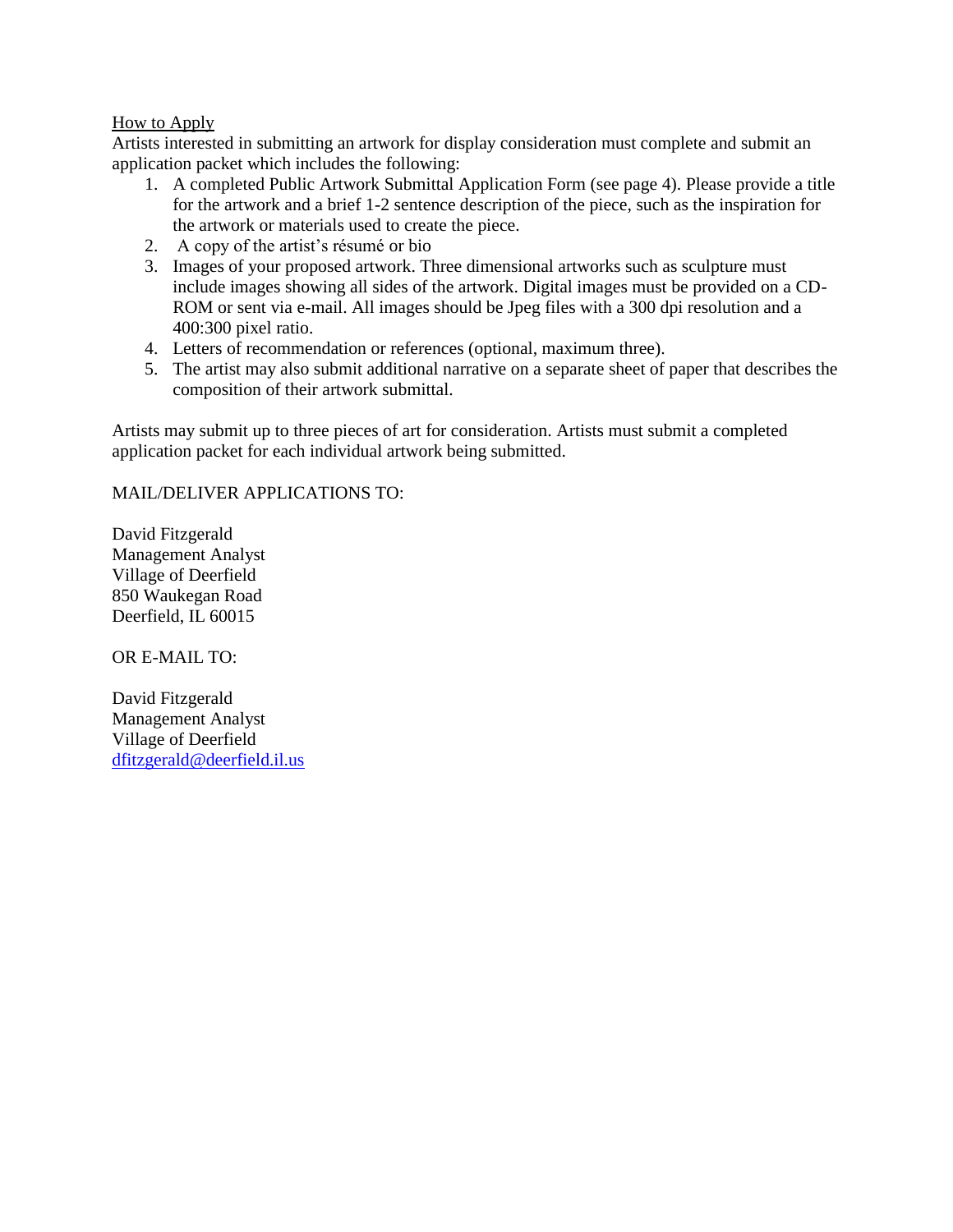## How to Apply

Artists interested in submitting an artwork for display consideration must complete and submit an application packet which includes the following:

1. A completed Public Artwork Submittal Application Form (see page 4). Please provide a title for the artwork and a brief 1-2 sentence description of the piece, such as the inspiration for the artwork or materials used to create the piece.
2. A copy of the artist's résumé or bio
3. Images of your proposed artwork. Three dimensional artworks such as sculpture must include images showing all sides of the artwork. Digital images must be provided on a CD-ROM or sent via e-mail. All images should be Jpeg files with a 300 dpi resolution and a 400:300 pixel ratio.
4. Letters of recommendation or references (optional, maximum three).
5. The artist may also submit additional narrative on a separate sheet of paper that describes the composition of their artwork submittal.

Artists may submit up to three pieces of art for consideration. Artists must submit a completed application packet for each individual artwork being submitted.

MAIL/DELIVER APPLICATIONS TO:

David Fitzgerald
Management Analyst
Village of Deerfield
850 Waukegan Road
Deerfield, IL 60015

OR E-MAIL TO:

David Fitzgerald
Management Analyst
Village of Deerfield
dfitzgerald@deerfield.il.us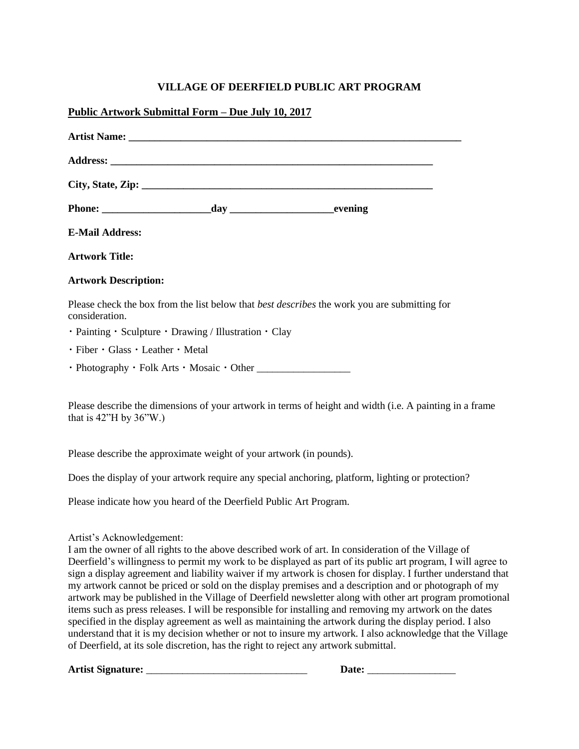# VILLAGE OF DEERFIELD PUBLIC ART PROGRAM

**Public Artwork Submittal Form – Due July 10, 2017**

**Artist Name: ___________________________________________________________________**

**Address: _______________________________________________________________**

**City, State, Zip: __________________________________________________________**

**Phone: _____________________day ____________________evening**

**E-Mail Address:**

**Artwork Title:**

**Artwork Description:**

Please check the box from the list below that *best describes* the work you are submitting for consideration.

・Painting・Sculpture・Drawing / Illustration・Clay

・Fiber・Glass・Leather・Metal

・Photography・Folk Arts・Mosaic・Other __________________

Please describe the dimensions of your artwork in terms of height and width (i.e. A painting in a frame that is 42"H by 36"W.)

Please describe the approximate weight of your artwork (in pounds).

Does the display of your artwork require any special anchoring, platform, lighting or protection?

Please indicate how you heard of the Deerfield Public Art Program.

Artist's Acknowledgement:
I am the owner of all rights to the above described work of art. In consideration of the Village of Deerfield's willingness to permit my work to be displayed as part of its public art program, I will agree to sign a display agreement and liability waiver if my artwork is chosen for display. I further understand that my artwork cannot be priced or sold on the display premises and a description and or photograph of my artwork may be published in the Village of Deerfield newsletter along with other art program promotional items such as press releases. I will be responsible for installing and removing my artwork on the dates specified in the display agreement as well as maintaining the artwork during the display period. I also understand that it is my decision whether or not to insure my artwork. I also acknowledge that the Village of Deerfield, at its sole discretion, has the right to reject any artwork submittal.

**Artist Signature:** _______________________________ **Date:** _________________